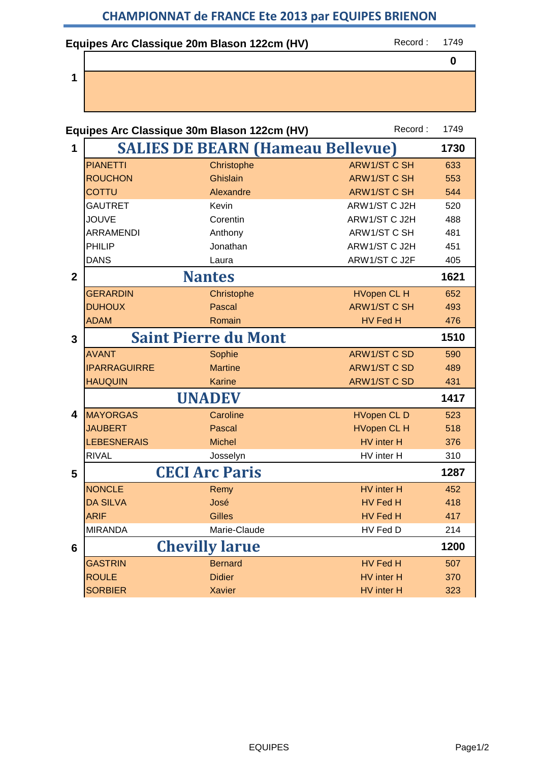# CHAMPIONNAT de FRANCE Ete 2013 par EQUIPES BRIENON

## Equipes Arc Classique 20m Blason 122cm (HV)

Record : 1749

| Rang | Équipe | | | Total |
|---|---|---|---|---|
| 1 | | | | 0 |

## Equipes Arc Classique 30m Blason 122cm (HV)

Record : 1749

| Rang | Nom | Prénom | Catégorie | Score |
|---|---|---|---|---|
| 1 | **SALIES DE BEARN (Hameau Bellevue)** | | | **1730** |
| | PIANETTI | Christophe | ARW1/ST C SH | 633 |
| | ROUCHON | Ghislain | ARW1/ST C SH | 553 |
| | COTTU | Alexandre | ARW1/ST C SH | 544 |
| | GAUTRET | Kevin | ARW1/ST C J2H | 520 |
| | JOUVE | Corentin | ARW1/ST C J2H | 488 |
| | ARRAMENDI | Anthony | ARW1/ST C SH | 481 |
| | PHILIP | Jonathan | ARW1/ST C J2H | 451 |
| | DANS | Laura | ARW1/ST C J2F | 405 |
| 2 | **Nantes** | | | **1621** |
| | GERARDIN | Christophe | HVopen CL H | 652 |
| | DUHOUX | Pascal | ARW1/ST C SH | 493 |
| | ADAM | Romain | HV Fed H | 476 |
| 3 | **Saint Pierre du Mont** | | | **1510** |
| | AVANT | Sophie | ARW1/ST C SD | 590 |
| | IPARRAGUIRRE | Martine | ARW1/ST C SD | 489 |
| | HAUQUIN | Karine | ARW1/ST C SD | 431 |
| 4 | **UNADEV** | | | **1417** |
| | MAYORGAS | Caroline | HVopen CL D | 523 |
| | JAUBERT | Pascal | HVopen CL H | 518 |
| | LEBESNERAIS | Michel | HV inter H | 376 |
| | RIVAL | Josselyn | HV inter H | 310 |
| 5 | **CECI Arc Paris** | | | **1287** |
| | NONCLE | Remy | HV inter H | 452 |
| | DA SILVA | José | HV Fed H | 418 |
| | ARIF | Gilles | HV Fed H | 417 |
| | MIRANDA | Marie-Claude | HV Fed D | 214 |
| 6 | **Chevilly larue** | | | **1200** |
| | GASTRIN | Bernard | HV Fed H | 507 |
| | ROULE | Didier | HV inter H | 370 |
| | SORBIER | Xavier | HV inter H | 323 |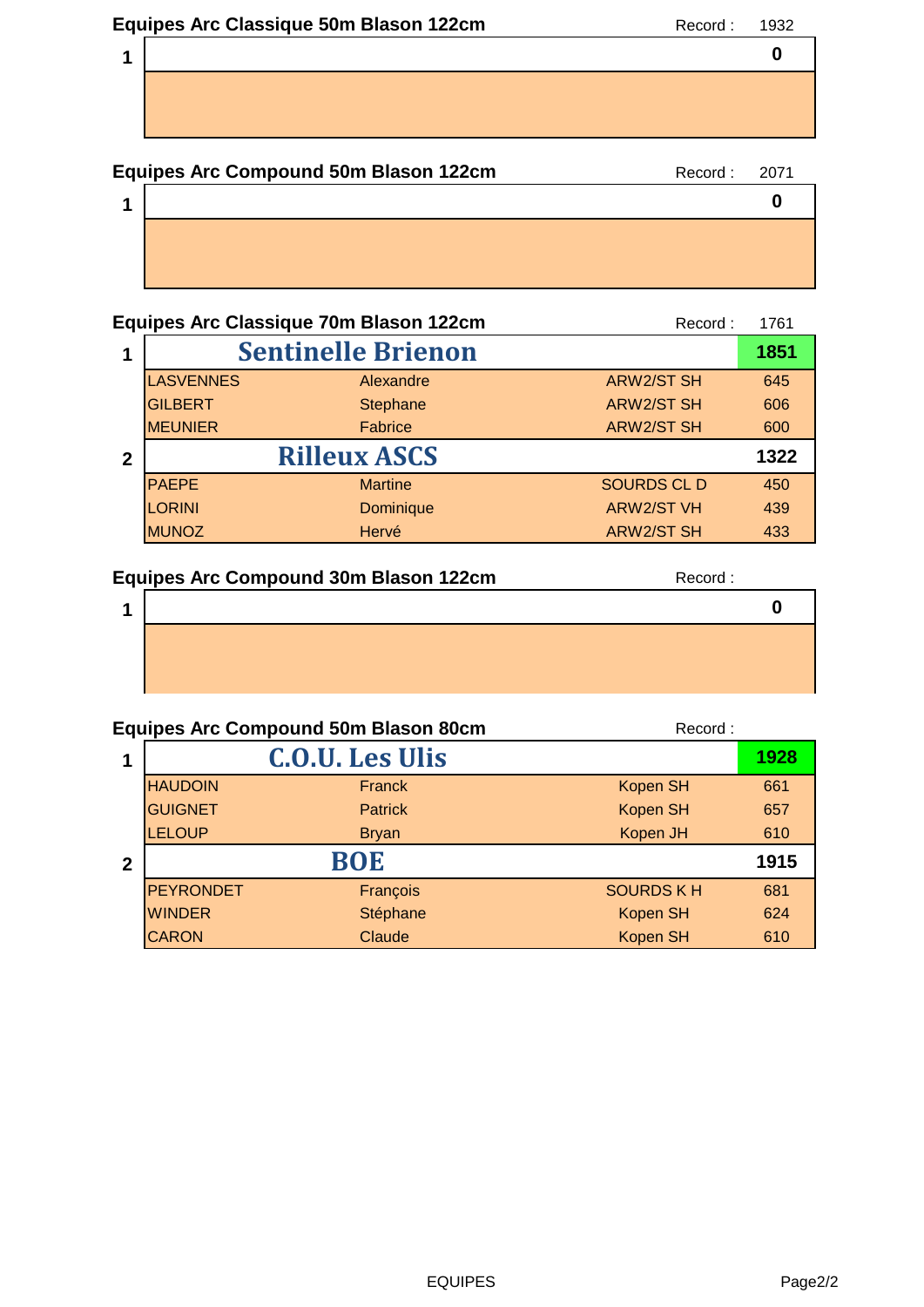## Equipes Arc Classique 50m Blason 122cm

Record : 1932

| | | | | |
|---|---|---|---|---|
| 1 | | | | 0 |

## Equipes Arc Compound 50m Blason 122cm

Record : 2071

| | | | | |
|---|---|---|---|---|
| 1 | | | | 0 |

## Equipes Arc Classique 70m Blason 122cm

Record : 1761

| | | | | |
|---|---|---|---|---|
| 1 | Sentinelle Brienon | | | 1851 |
| | LASVENNES | Alexandre | ARW2/ST SH | 645 |
| | GILBERT | Stephane | ARW2/ST SH | 606 |
| | MEUNIER | Fabrice | ARW2/ST SH | 600 |
| 2 | Rilleux ASCS | | | 1322 |
| | PAEPE | Martine | SOURDS CL D | 450 |
| | LORINI | Dominique | ARW2/ST VH | 439 |
| | MUNOZ | Hervé | ARW2/ST SH | 433 |

## Equipes Arc Compound 30m Blason 122cm

Record :

| | | | | |
|---|---|---|---|---|
| 1 | | | | 0 |

## Equipes Arc Compound 50m Blason 80cm

Record :

| | | | | |
|---|---|---|---|---|
| 1 | C.O.U. Les Ulis | | | 1928 |
| | HAUDOIN | Franck | Kopen SH | 661 |
| | GUIGNET | Patrick | Kopen SH | 657 |
| | LELOUP | Bryan | Kopen JH | 610 |
| 2 | BOE | | | 1915 |
| | PEYRONDET | François | SOURDS K H | 681 |
| | WINDER | Stéphane | Kopen SH | 624 |
| | CARON | Claude | Kopen SH | 610 |

EQUIPES